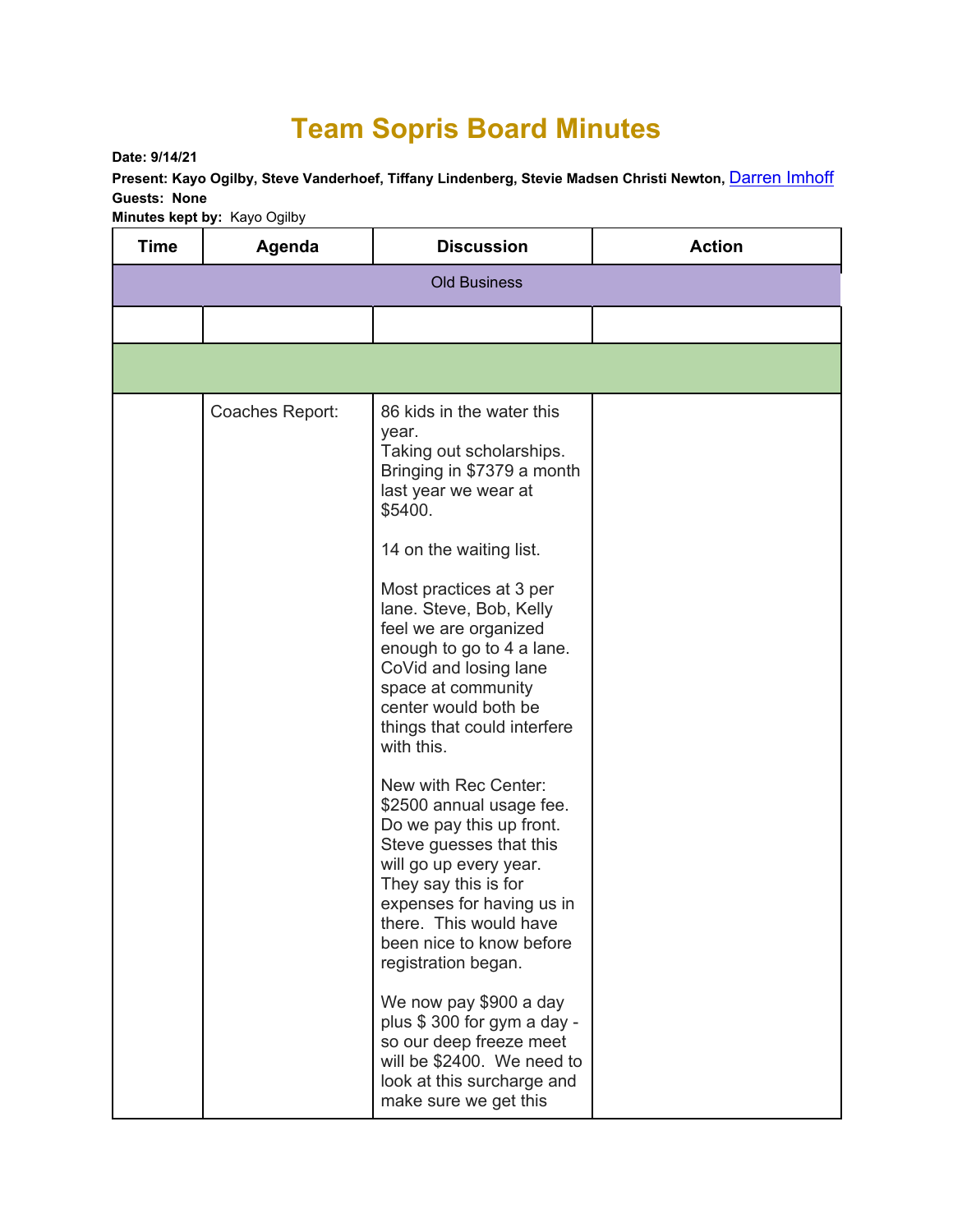# Team Sopris Board Minutes

**Date: 9/14/21**

**Present: Kayo Ogilby, Steve Vanderhoef, Tiffany Lindenberg, Stevie Madsen Christi Newton,** Darren Imhoff

**Guests: None**

**Minutes kept by:** Kayo Ogilby

| Time | Agenda | Discussion | Action |
|---|---|---|---|
| Old Business | | | |
| | | | |
| | | | |
| | Coaches Report: | 86 kids in the water this year.<br>Taking out scholarships. Bringing in $7379 a month last year we wear at $5400.<br><br>14 on the waiting list.<br><br>Most practices at 3 per lane. Steve, Bob, Kelly feel we are organized enough to go to 4 a lane. CoVid and losing lane space at community center would both be things that could interfere with this.<br><br>New with Rec Center: $2500 annual usage fee. Do we pay this up front. Steve guesses that this will go up every year. They say this is for expenses for having us in there. This would have been nice to know before registration began.<br><br>We now pay $900 a day plus $ 300 for gym a day - so our deep freeze meet will be $2400. We need to look at this surcharge and make sure we get this | |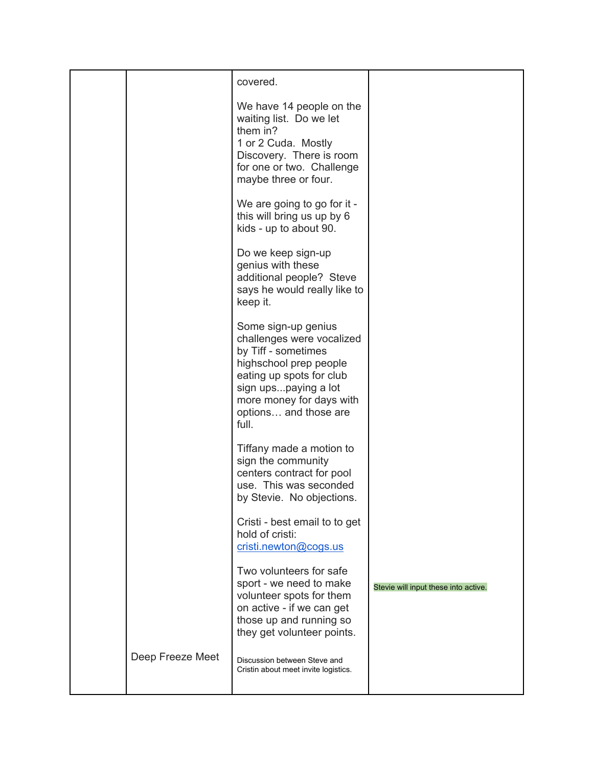| | | | |
|---|---|---|---|
| | | covered.<br><br>We have 14 people on the waiting list. Do we let them in?<br>1 or 2 Cuda. Mostly Discovery. There is room for one or two. Challenge maybe three or four.<br><br>We are going to go for it - this will bring us up by 6 kids - up to about 90.<br><br>Do we keep sign-up genius with these additional people? Steve says he would really like to keep it.<br><br>Some sign-up genius challenges were vocalized by Tiff - sometimes highschool prep people eating up spots for club sign ups...paying a lot more money for days with options… and those are full.<br><br>Tiffany made a motion to sign the community centers contract for pool use. This was seconded by Stevie. No objections.<br><br>Cristi - best email to to get hold of cristi: cristi.newton@cogs.us<br><br>Two volunteers for safe sport - we need to make volunteer spots for them on active - if we can get those up and running so they get volunteer points. | Stevie will input these into active. |
| | Deep Freeze Meet | Discussion between Steve and Cristin about meet invite logistics. | |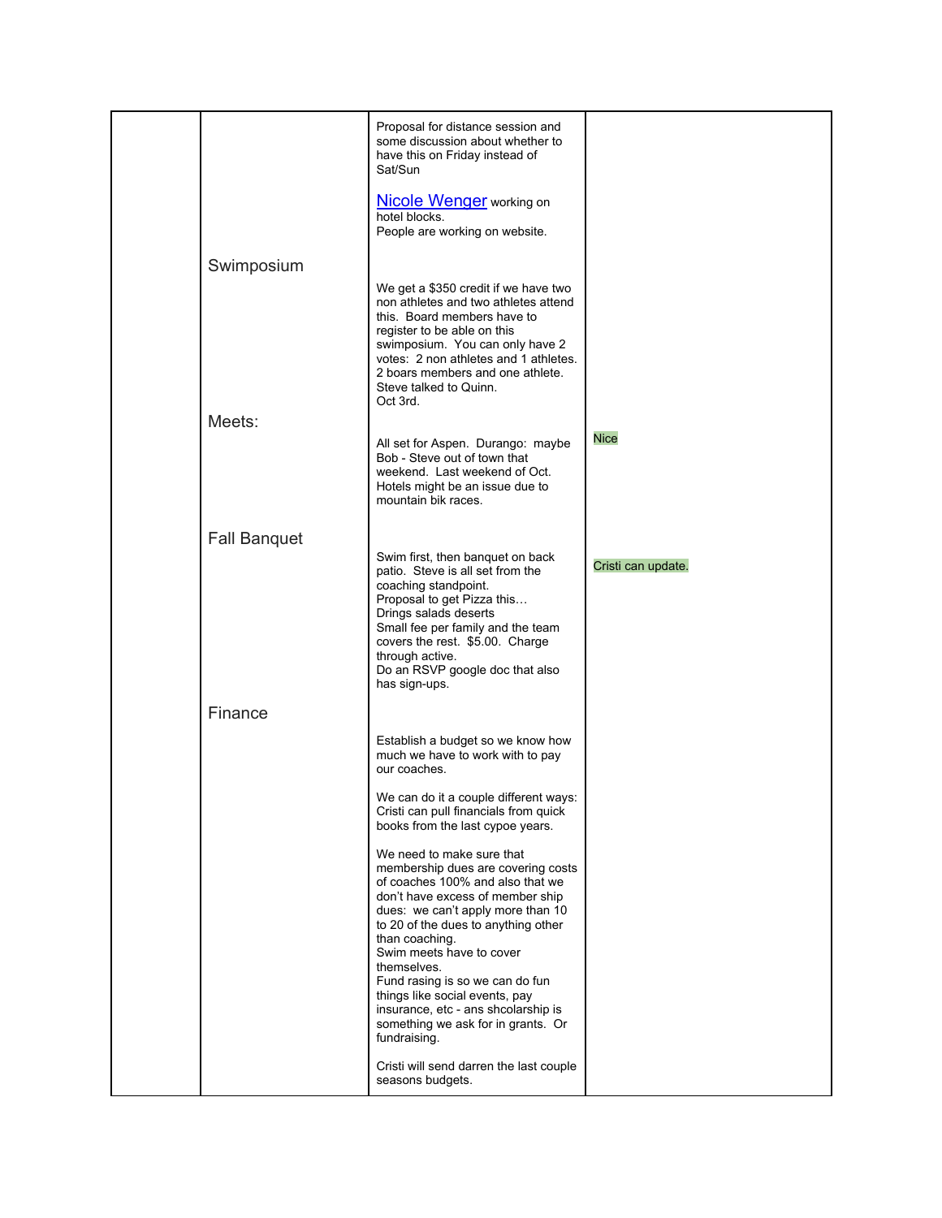| | | | |
|---|---|---|---|
| | | Proposal for distance session and some discussion about whether to have this on Friday instead of Sat/Sun<br><br>Nicole Wenger working on hotel blocks.<br>People are working on website. | |
| | Swimposium | We get a $350 credit if we have two non athletes and two athletes attend this. Board members have to register to be able on this swimposium. You can only have 2 votes: 2 non athletes and 1 athletes. 2 boars members and one athlete. Steve talked to Quinn.<br>Oct 3rd. | |
| | Meets: | All set for Aspen. Durango: maybe Bob - Steve out of town that weekend. Last weekend of Oct. Hotels might be an issue due to mountain bik races. | Nice |
| | Fall Banquet | Swim first, then banquet on back patio. Steve is all set from the coaching standpoint.<br>Proposal to get Pizza this…<br>Drings salads deserts<br>Small fee per family and the team covers the rest. $5.00. Charge through active.<br>Do an RSVP google doc that also has sign-ups. | Cristi can update. |
| | Finance | Establish a budget so we know how much we have to work with to pay our coaches.<br><br>We can do it a couple different ways: Cristi can pull financials from quick books from the last cypoe years.<br><br>We need to make sure that membership dues are covering costs of coaches 100% and also that we don't have excess of member ship dues: we can't apply more than 10 to 20 of the dues to anything other than coaching.<br>Swim meets have to cover themselves.<br>Fund rasing is so we can do fun things like social events, pay insurance, etc - ans shcolarship is something we ask for in grants. Or fundraising.<br><br>Cristi will send darren the last couple seasons budgets. | |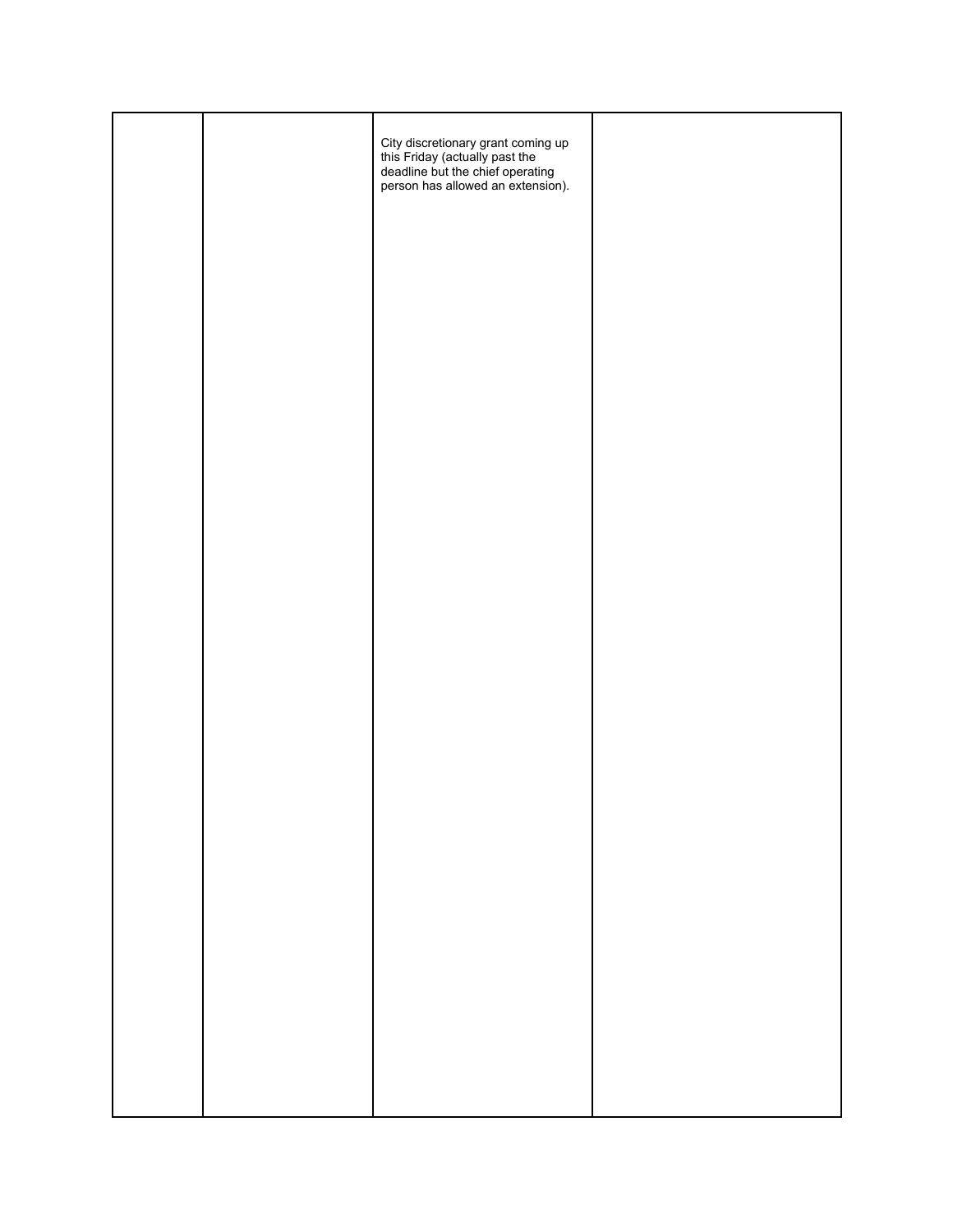| | | | |
|---|---|---|---|
| | | City discretionary grant coming up this Friday (actually past the deadline but the chief operating person has allowed an extension). | |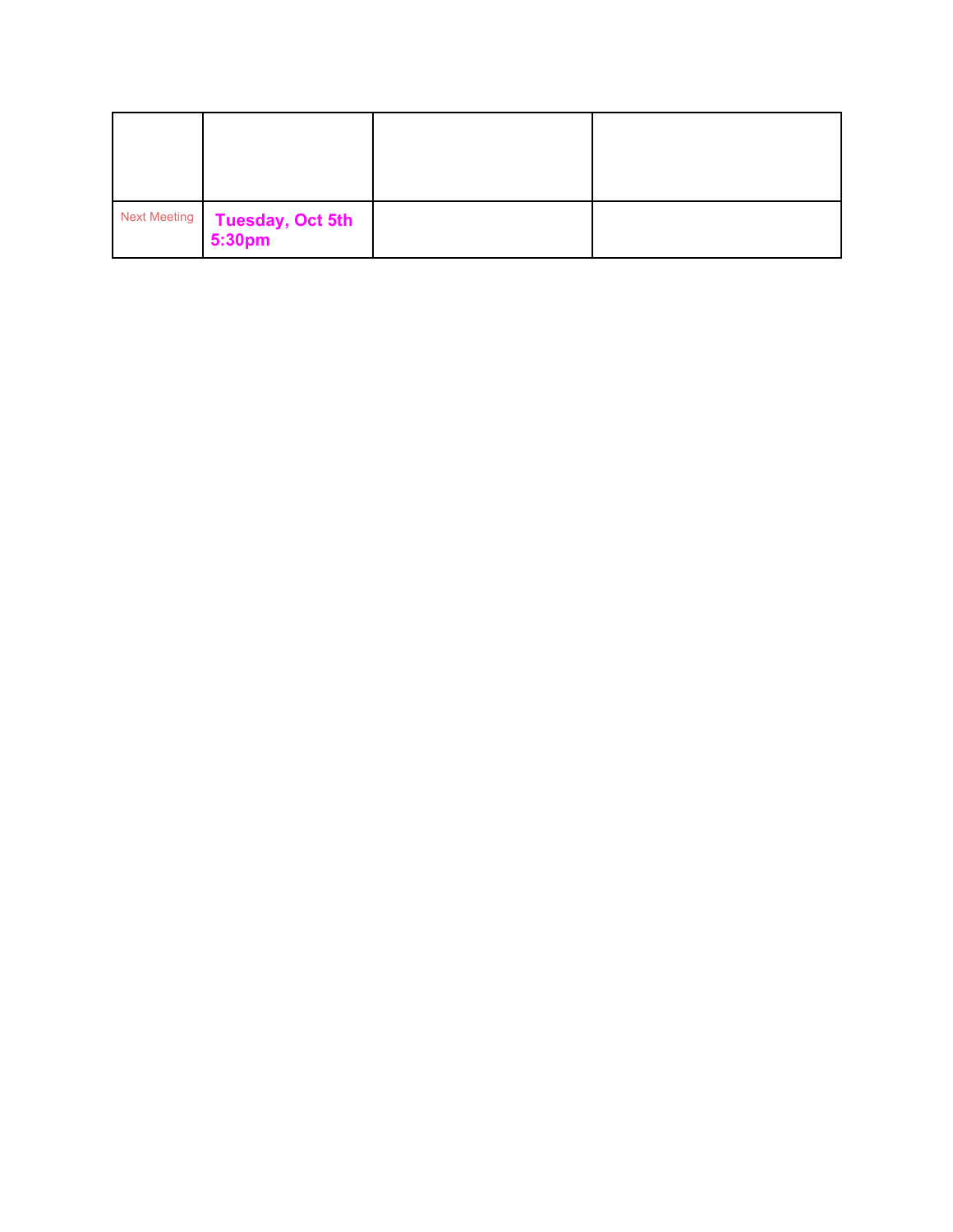| | | | |
|---|---|---|---|
| | | | |
| Next Meeting | **Tuesday, Oct 5th 5:30pm** | | |